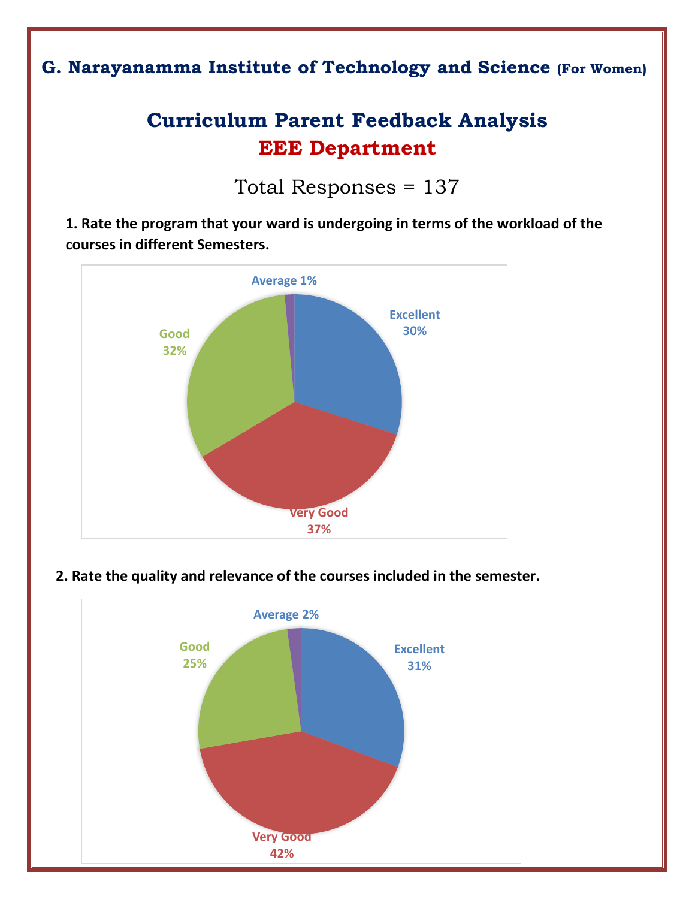## G. Narayanamma Institute of Technology and Science (For Women)

# Curriculum Parent Feedback Analysis

# EEE Department

Total Responses = 137

**1. Rate the program that your ward is undergoing in terms of the workload of the courses in different Semesters.**

Average 1%

Excellent 30%

Good 32%

Very Good 37%

**2. Rate the quality and relevance of the courses included in the semester.**

Average 2%

Excellent 31%

Good 25%

Very Good 42%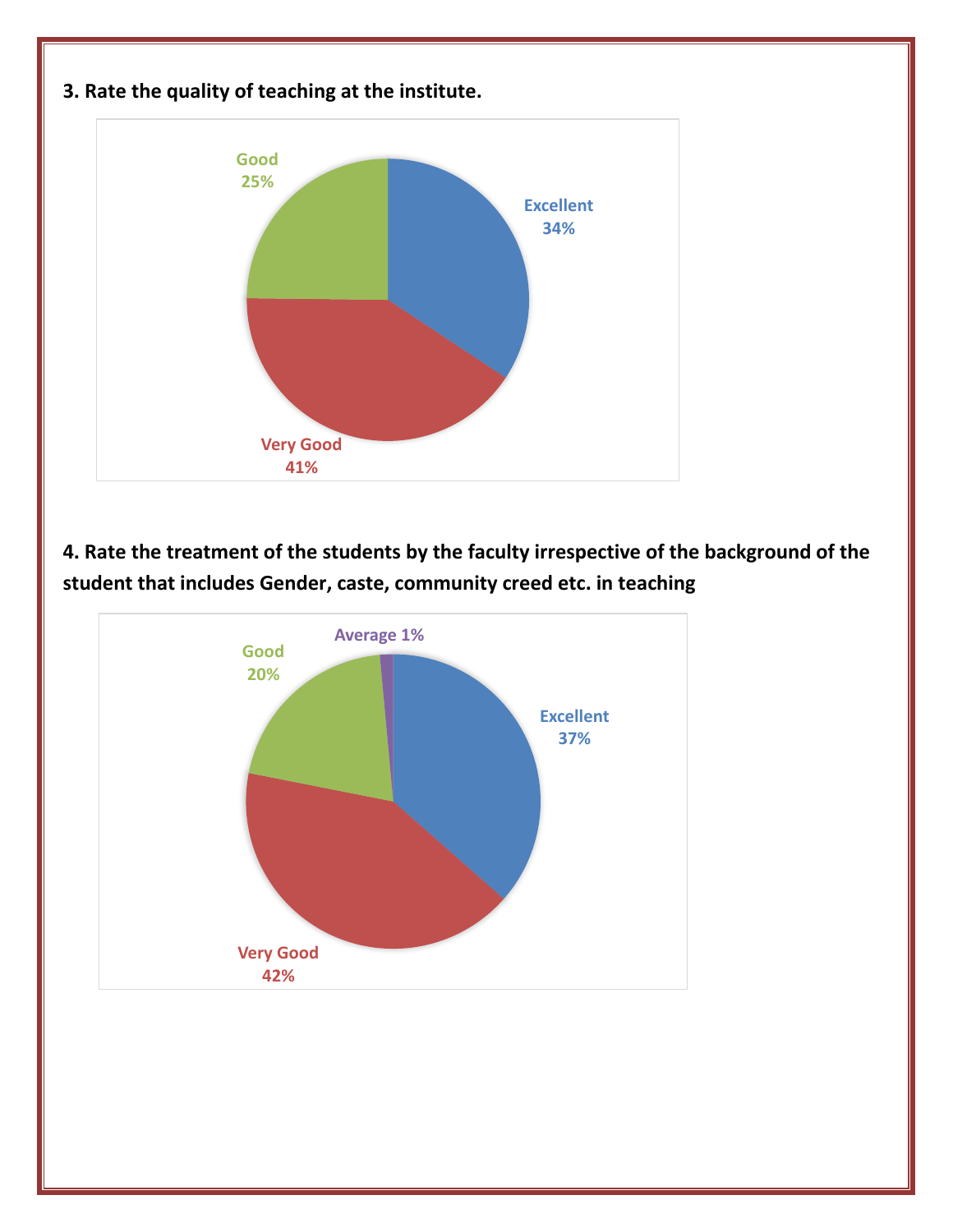**3. Rate the quality of teaching at the institute.**

Good 25%

Excellent 34%

Very Good 41%

**4. Rate the treatment of the students by the faculty irrespective of the background of the student that includes Gender, caste, community creed etc. in teaching**

Average 1%

Good 20%

Excellent 37%

Very Good 42%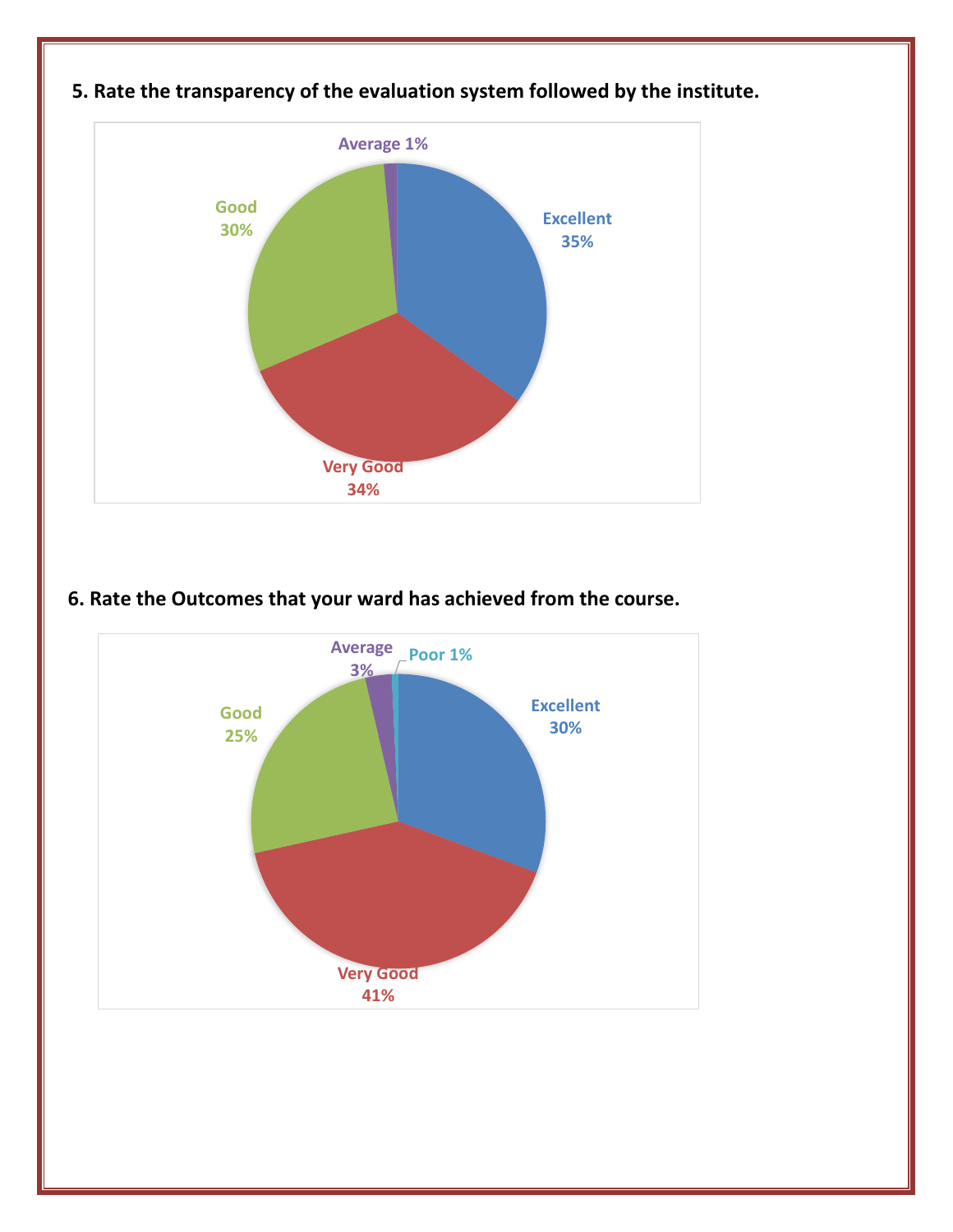**5. Rate the transparency of the evaluation system followed by the institute.**

Average 1%

Good 30%

Excellent 35%

Very Good 34%

**6. Rate the Outcomes that your ward has achieved from the course.**

Average 3%

Poor 1%

Good 25%

Excellent 30%

Very Good 41%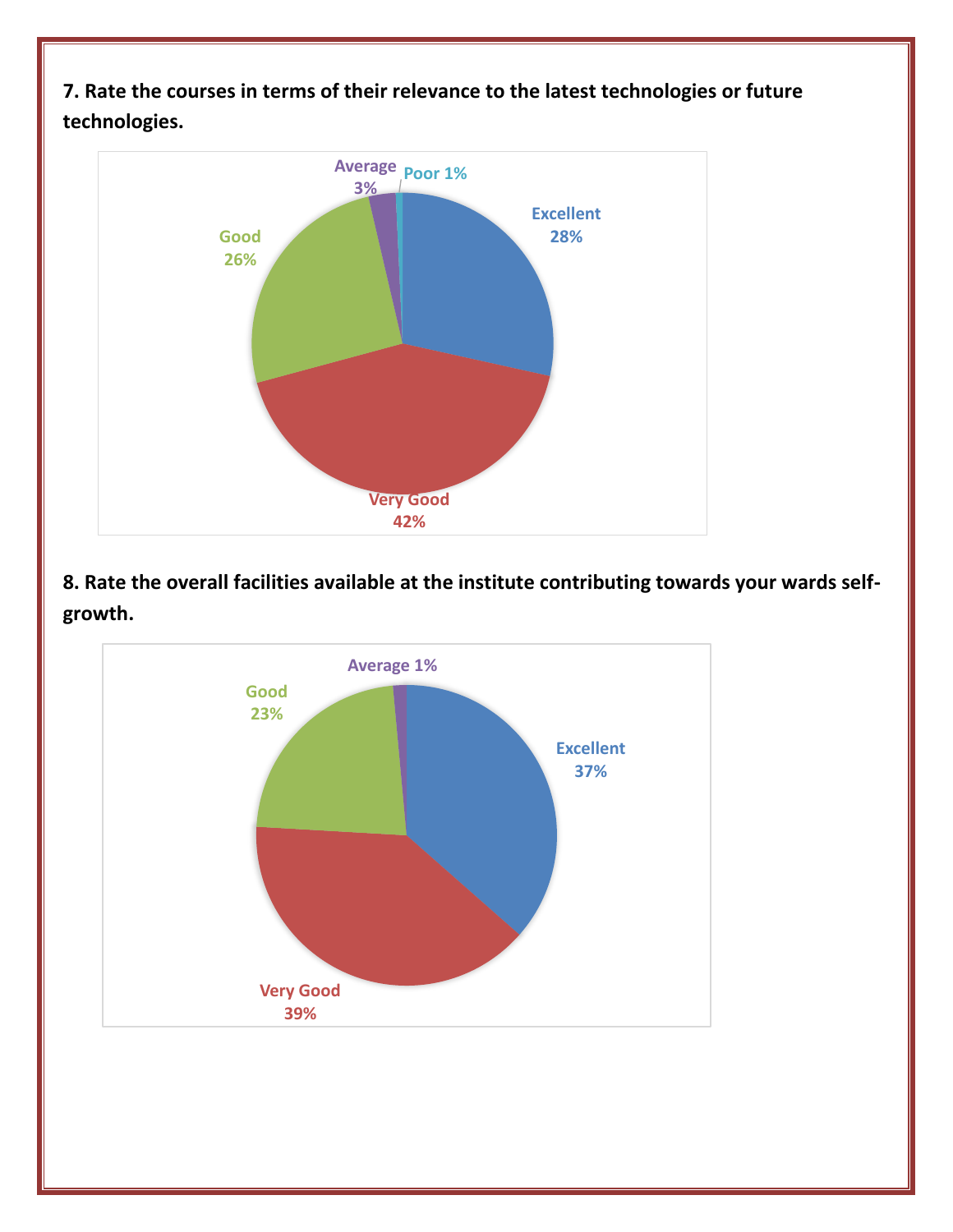**7. Rate the courses in terms of their relevance to the latest technologies or future technologies.**

Excellent 28%
Very Good 42%
Good 26%
Average 3%
Poor 1%

**8. Rate the overall facilities available at the institute contributing towards your wards self-growth.**

Excellent 37%
Very Good 39%
Good 23%
Average 1%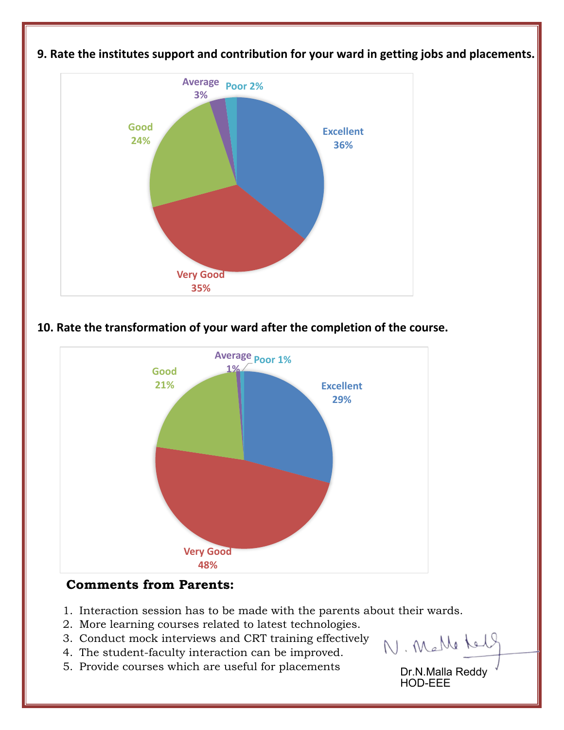**9. Rate the institutes support and contribution for your ward in getting jobs and placements.**

Average
3%
Poor 2%
Good
24%
Excellent
36%
Very Good
35%

**10. Rate the transformation of your ward after the completion of the course.**

Average
1%
Poor 1%
Good
21%
Excellent
29%
Very Good
48%

**Comments from Parents:**

1. Interaction session has to be made with the parents about their wards.
2. More learning courses related to latest technologies.
3. Conduct mock interviews and CRT training effectively
4. The student-faculty interaction can be improved.
5. Provide courses which are useful for placements

Dr.N.Malla Reddy
HOD-EEE